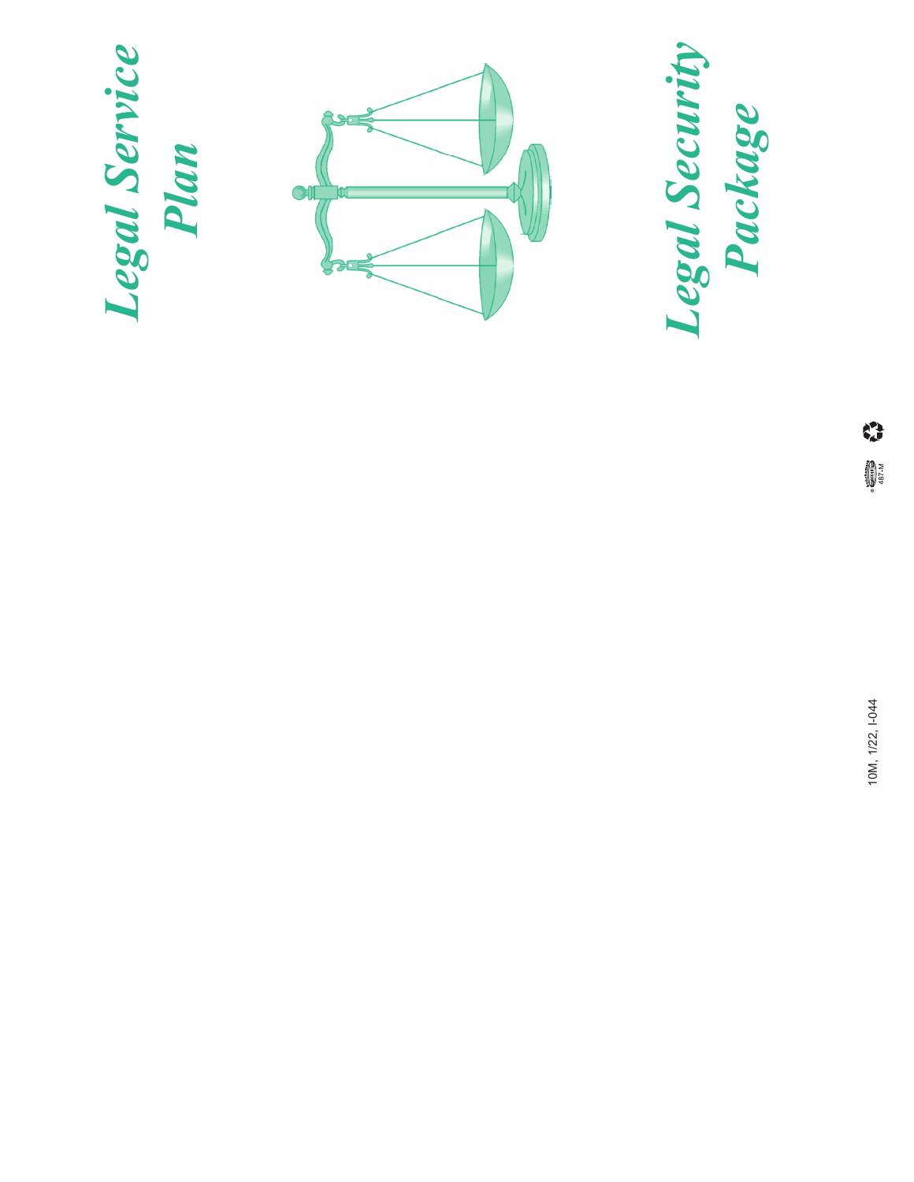# Legal Service Plan

# Legal Security Package

10M, 1/22, I-044

467-M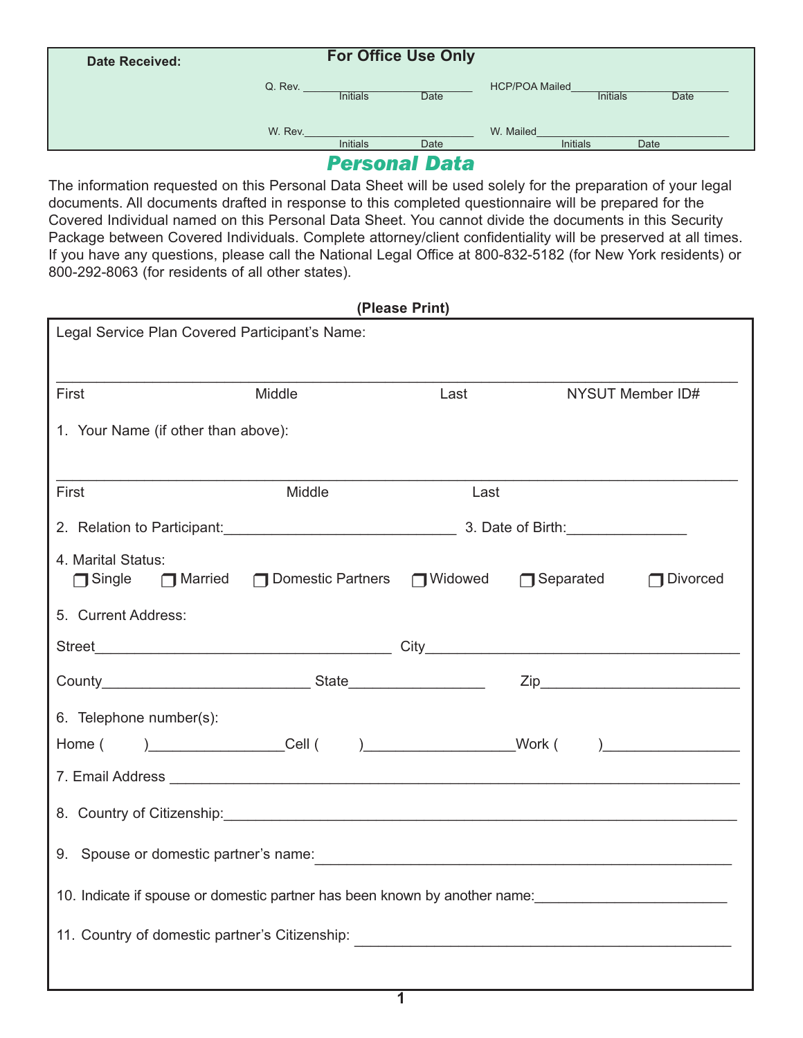**For Office Use Only**

**Date Received:**

Q. Rev. ______________________ Initials Date

HCP/POA Mailed ______________________ Initials Date

W. Rev. ______________________ Initials Date

W. Mailed ______________________ Initials Date

# *Personal Data*

The information requested on this Personal Data Sheet will be used solely for the preparation of your legal documents. All documents drafted in response to this completed questionnaire will be prepared for the Covered Individual named on this Personal Data Sheet. You cannot divide the documents in this Security Package between Covered Individuals. Complete attorney/client confidentiality will be preserved at all times. If you have any questions, please call the National Legal Office at 800-832-5182 (for New York residents) or 800-292-8063 (for residents of all other states).

**(Please Print)**

Legal Service Plan Covered Participant's Name:

_______________________________________________________________________

First Middle Last NYSUT Member ID#

1. Your Name (if other than above):

_______________________________________________________________________

First Middle Last

2. Relation to Participant:_____________________________ 3. Date of Birth:_______________

4. Marital Status:
❒ Single ❒ Married ❒ Domestic Partners ❒ Widowed ❒ Separated ❒ Divorced

5. Current Address:

Street_____________________________________ City_______________________________________

County__________________________ State_________________ Zip________________________

6. Telephone number(s):

Home (    )________________Cell (    )__________________Work (    )_________________

7. Email Address ______________________________________________________________________

8. Country of Citizenship:______________________________________________________________

9. Spouse or domestic partner's name: ______________________________________________________

10. Indicate if spouse or domestic partner has been known by another name:________________________

11. Country of domestic partner's Citizenship: ______________________________________________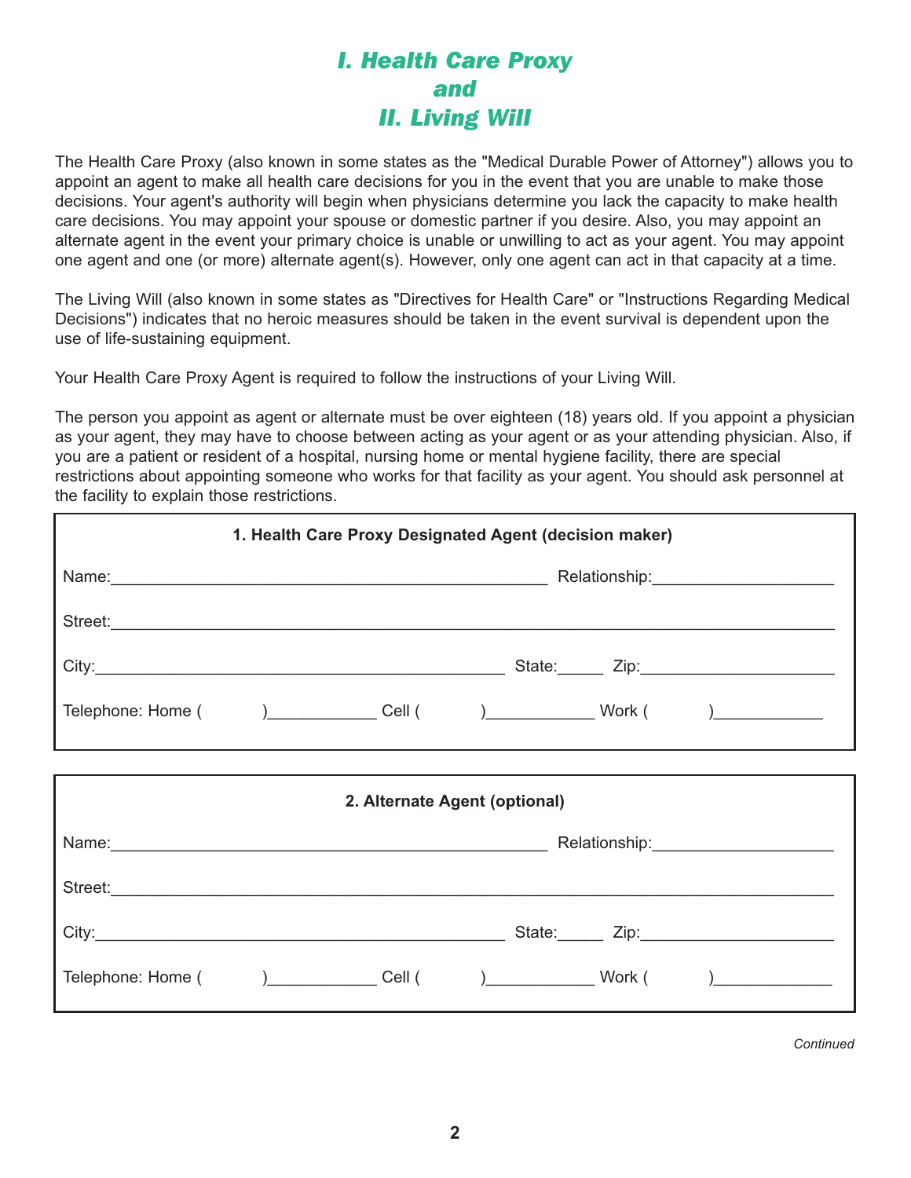# *I. Health Care Proxy and II. Living Will*

The Health Care Proxy (also known in some states as the "Medical Durable Power of Attorney") allows you to appoint an agent to make all health care decisions for you in the event that you are unable to make those decisions. Your agent's authority will begin when physicians determine you lack the capacity to make health care decisions. You may appoint your spouse or domestic partner if you desire. Also, you may appoint an alternate agent in the event your primary choice is unable or unwilling to act as your agent. You may appoint one agent and one (or more) alternate agent(s). However, only one agent can act in that capacity at a time.

The Living Will (also known in some states as "Directives for Health Care" or "Instructions Regarding Medical Decisions") indicates that no heroic measures should be taken in the event survival is dependent upon the use of life-sustaining equipment.

Your Health Care Proxy Agent is required to follow the instructions of your Living Will.

The person you appoint as agent or alternate must be over eighteen (18) years old. If you appoint a physician as your agent, they may have to choose between acting as your agent or as your attending physician. Also, if you are a patient or resident of a hospital, nursing home or mental hygiene facility, there are special restrictions about appointing someone who works for that facility as your agent. You should ask personnel at the facility to explain those restrictions.

**1. Health Care Proxy Designated Agent (decision maker)**

Name:_______________________________________________ Relationship:__________________

Street:________________________________________________________________________

City:___________________________________________ State:_____ Zip:____________________

Telephone: Home (        )___________ Cell (        )___________ Work (        )___________

**2. Alternate Agent (optional)**

Name:_______________________________________________ Relationship:__________________

Street:________________________________________________________________________

City:___________________________________________ State:_____ Zip:____________________

Telephone: Home (        )___________ Cell (        )___________ Work (        )____________

*Continued*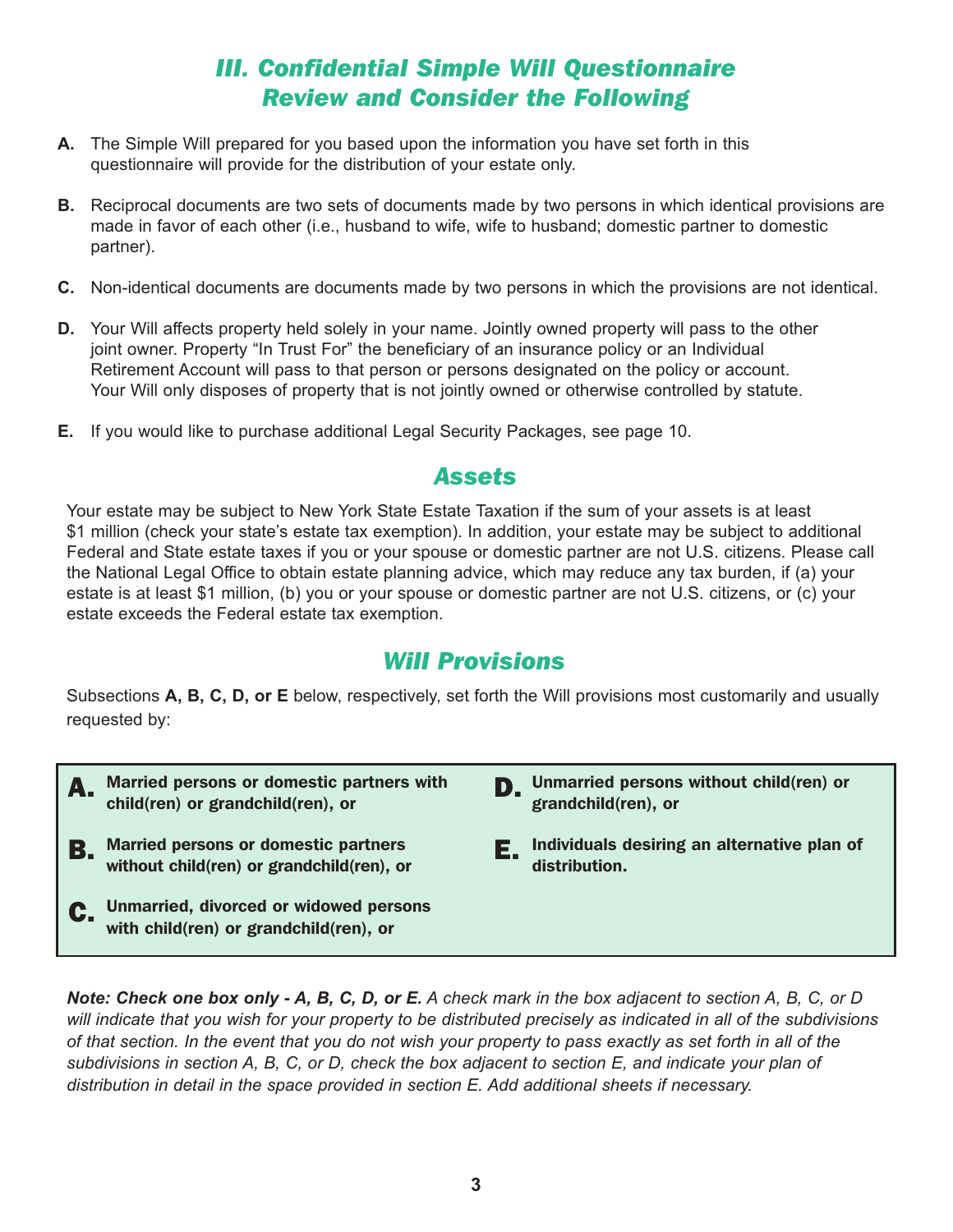## *III. Confidential Simple Will Questionnaire*
## *Review and Consider the Following*

**A.** The Simple Will prepared for you based upon the information you have set forth in this questionnaire will provide for the distribution of your estate only.

**B.** Reciprocal documents are two sets of documents made by two persons in which identical provisions are made in favor of each other (i.e., husband to wife, wife to husband; domestic partner to domestic partner).

**C.** Non-identical documents are documents made by two persons in which the provisions are not identical.

**D.** Your Will affects property held solely in your name. Jointly owned property will pass to the other joint owner. Property "In Trust For" the beneficiary of an insurance policy or an Individual Retirement Account will pass to that person or persons designated on the policy or account. Your Will only disposes of property that is not jointly owned or otherwise controlled by statute.

**E.** If you would like to purchase additional Legal Security Packages, see page 10.

## *Assets*

Your estate may be subject to New York State Estate Taxation if the sum of your assets is at least $1 million (check your state's estate tax exemption). In addition, your estate may be subject to additional Federal and State estate taxes if you or your spouse or domestic partner are not U.S. citizens. Please call the National Legal Office to obtain estate planning advice, which may reduce any tax burden, if (a) your estate is at least $1 million, (b) you or your spouse or domestic partner are not U.S. citizens, or (c) your estate exceeds the Federal estate tax exemption.

## *Will Provisions*

Subsections **A, B, C, D, or E** below, respectively, set forth the Will provisions most customarily and usually requested by:

**A.** **Married persons or domestic partners with child(ren) or grandchild(ren), or**

**B.** **Married persons or domestic partners without child(ren) or grandchild(ren), or**

**C.** **Unmarried, divorced or widowed persons with child(ren) or grandchild(ren), or**

**D.** **Unmarried persons without child(ren) or grandchild(ren), or**

**E.** **Individuals desiring an alternative plan of distribution.**

***Note: Check one box only - A, B, C, D, or E.*** *A check mark in the box adjacent to section A, B, C, or D will indicate that you wish for your property to be distributed precisely as indicated in all of the subdivisions of that section. In the event that you do not wish your property to pass exactly as set forth in all of the subdivisions in section A, B, C, or D, check the box adjacent to section E, and indicate your plan of distribution in detail in the space provided in section E. Add additional sheets if necessary.*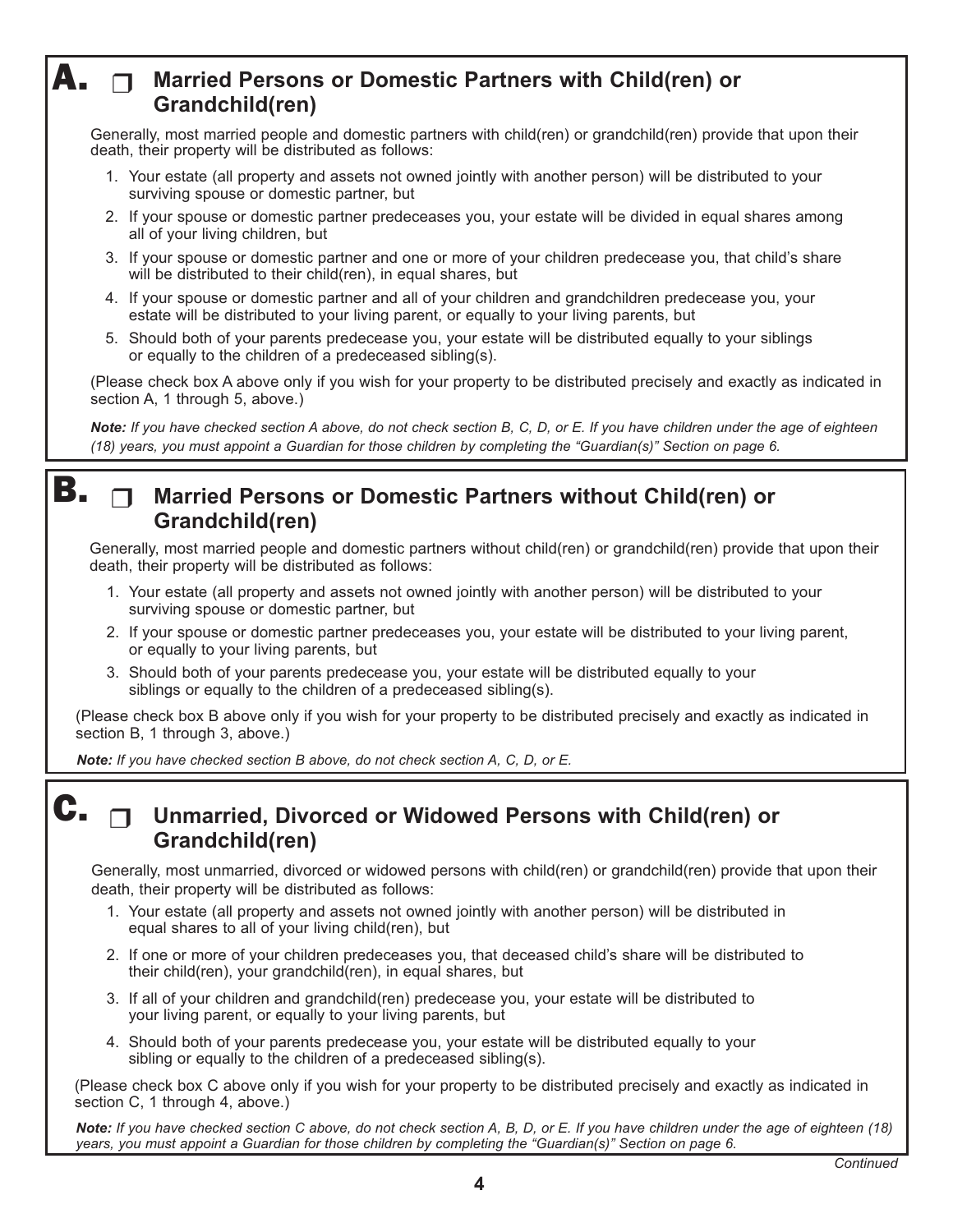## A. ❒ Married Persons or Domestic Partners with Child(ren) or Grandchild(ren)

Generally, most married people and domestic partners with child(ren) or grandchild(ren) provide that upon their death, their property will be distributed as follows:

1. Your estate (all property and assets not owned jointly with another person) will be distributed to your surviving spouse or domestic partner, but
2. If your spouse or domestic partner predeceases you, your estate will be divided in equal shares among all of your living children, but
3. If your spouse or domestic partner and one or more of your children predecease you, that child's share will be distributed to their child(ren), in equal shares, but
4. If your spouse or domestic partner and all of your children and grandchildren predecease you, your estate will be distributed to your living parent, or equally to your living parents, but
5. Should both of your parents predecease you, your estate will be distributed equally to your siblings or equally to the children of a predeceased sibling(s).

(Please check box A above only if you wish for your property to be distributed precisely and exactly as indicated in section A, 1 through 5, above.)

***Note:*** *If you have checked section A above, do not check section B, C, D, or E. If you have children under the age of eighteen (18) years, you must appoint a Guardian for those children by completing the "Guardian(s)" Section on page 6.*

## B. ❒ Married Persons or Domestic Partners without Child(ren) or Grandchild(ren)

Generally, most married people and domestic partners without child(ren) or grandchild(ren) provide that upon their death, their property will be distributed as follows:

1. Your estate (all property and assets not owned jointly with another person) will be distributed to your surviving spouse or domestic partner, but
2. If your spouse or domestic partner predeceases you, your estate will be distributed to your living parent, or equally to your living parents, but
3. Should both of your parents predecease you, your estate will be distributed equally to your siblings or equally to the children of a predeceased sibling(s).

(Please check box B above only if you wish for your property to be distributed precisely and exactly as indicated in section B, 1 through 3, above.)

***Note:*** *If you have checked section B above, do not check section A, C, D, or E.*

## C. ❒ Unmarried, Divorced or Widowed Persons with Child(ren) or Grandchild(ren)

Generally, most unmarried, divorced or widowed persons with child(ren) or grandchild(ren) provide that upon their death, their property will be distributed as follows:

1. Your estate (all property and assets not owned jointly with another person) will be distributed in equal shares to all of your living child(ren), but
2. If one or more of your children predeceases you, that deceased child's share will be distributed to their child(ren), your grandchild(ren), in equal shares, but
3. If all of your children and grandchild(ren) predecease you, your estate will be distributed to your living parent, or equally to your living parents, but
4. Should both of your parents predecease you, your estate will be distributed equally to your sibling or equally to the children of a predeceased sibling(s).

(Please check box C above only if you wish for your property to be distributed precisely and exactly as indicated in section C, 1 through 4, above.)

***Note:*** *If you have checked section C above, do not check section A, B, D, or E. If you have children under the age of eighteen (18) years, you must appoint a Guardian for those children by completing the "Guardian(s)" Section on page 6.*

*Continued*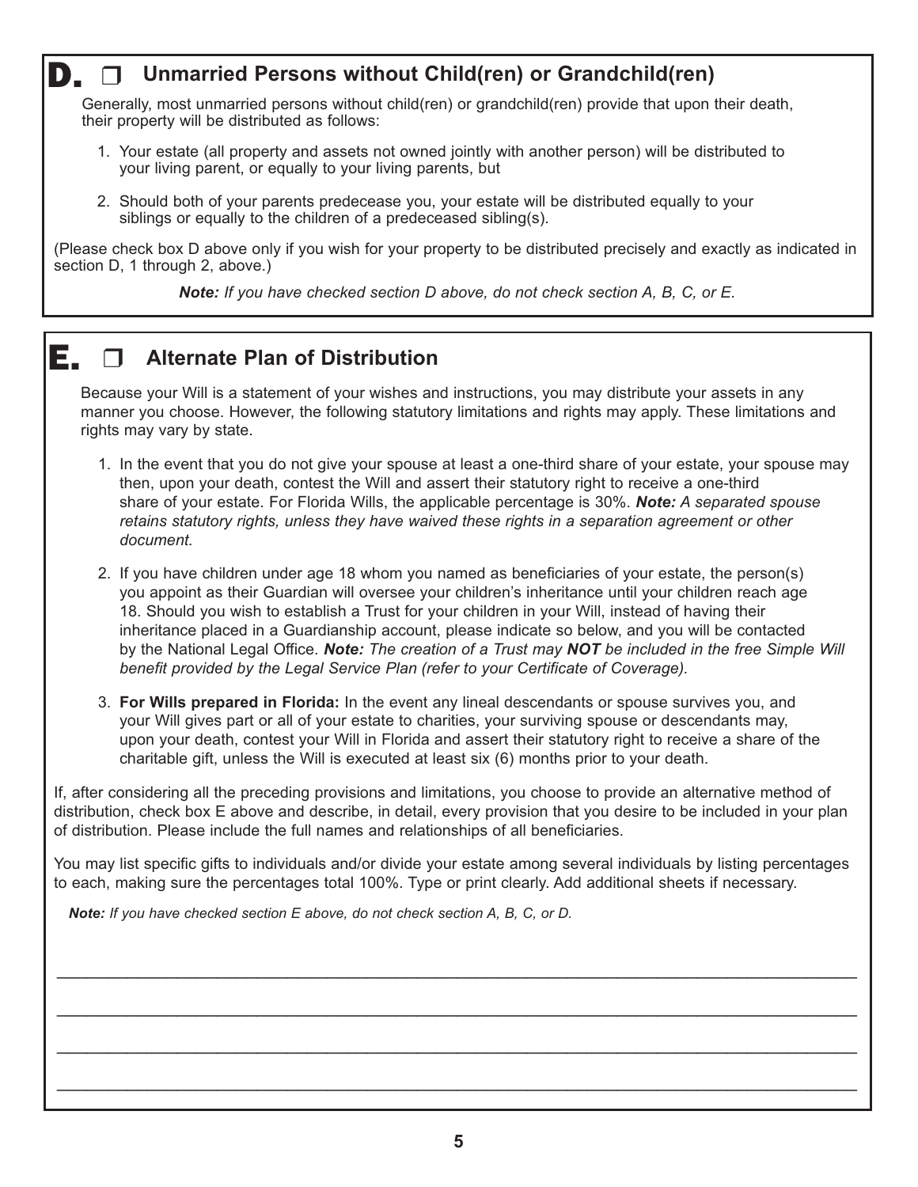## D. ❐ Unmarried Persons without Child(ren) or Grandchild(ren)

Generally, most unmarried persons without child(ren) or grandchild(ren) provide that upon their death, their property will be distributed as follows:

1. Your estate (all property and assets not owned jointly with another person) will be distributed to your living parent, or equally to your living parents, but

2. Should both of your parents predecease you, your estate will be distributed equally to your siblings or equally to the children of a predeceased sibling(s).

(Please check box D above only if you wish for your property to be distributed precisely and exactly as indicated in section D, 1 through 2, above.)

***Note:*** *If you have checked section D above, do not check section A, B, C, or E.*

## E. ❐ Alternate Plan of Distribution

Because your Will is a statement of your wishes and instructions, you may distribute your assets in any manner you choose. However, the following statutory limitations and rights may apply. These limitations and rights may vary by state.

1. In the event that you do not give your spouse at least a one-third share of your estate, your spouse may then, upon your death, contest the Will and assert their statutory right to receive a one-third share of your estate. For Florida Wills, the applicable percentage is 30%. ***Note:*** *A separated spouse retains statutory rights, unless they have waived these rights in a separation agreement or other document.*

2. If you have children under age 18 whom you named as beneficiaries of your estate, the person(s) you appoint as their Guardian will oversee your children's inheritance until your children reach age 18. Should you wish to establish a Trust for your children in your Will, instead of having their inheritance placed in a Guardianship account, please indicate so below, and you will be contacted by the National Legal Office. ***Note:*** *The creation of a Trust may* ***NOT*** *be included in the free Simple Will benefit provided by the Legal Service Plan (refer to your Certificate of Coverage).*

3. **For Wills prepared in Florida:** In the event any lineal descendants or spouse survives you, and your Will gives part or all of your estate to charities, your surviving spouse or descendants may, upon your death, contest your Will in Florida and assert their statutory right to receive a share of the charitable gift, unless the Will is executed at least six (6) months prior to your death.

If, after considering all the preceding provisions and limitations, you choose to provide an alternative method of distribution, check box E above and describe, in detail, every provision that you desire to be included in your plan of distribution. Please include the full names and relationships of all beneficiaries.

You may list specific gifts to individuals and/or divide your estate among several individuals by listing percentages to each, making sure the percentages total 100%. Type or print clearly. Add additional sheets if necessary.

***Note:*** *If you have checked section E above, do not check section A, B, C, or D.*

\_\_\_\_\_\_\_\_\_\_\_\_\_\_\_\_\_\_\_\_\_\_\_\_\_\_\_\_\_\_\_\_\_\_\_\_\_\_\_\_\_\_\_\_\_\_\_\_\_\_\_\_\_\_\_\_\_\_\_\_\_\_\_\_\_\_\_\_\_\_\_\_

\_\_\_\_\_\_\_\_\_\_\_\_\_\_\_\_\_\_\_\_\_\_\_\_\_\_\_\_\_\_\_\_\_\_\_\_\_\_\_\_\_\_\_\_\_\_\_\_\_\_\_\_\_\_\_\_\_\_\_\_\_\_\_\_\_\_\_\_\_\_\_\_

\_\_\_\_\_\_\_\_\_\_\_\_\_\_\_\_\_\_\_\_\_\_\_\_\_\_\_\_\_\_\_\_\_\_\_\_\_\_\_\_\_\_\_\_\_\_\_\_\_\_\_\_\_\_\_\_\_\_\_\_\_\_\_\_\_\_\_\_\_\_\_\_

\_\_\_\_\_\_\_\_\_\_\_\_\_\_\_\_\_\_\_\_\_\_\_\_\_\_\_\_\_\_\_\_\_\_\_\_\_\_\_\_\_\_\_\_\_\_\_\_\_\_\_\_\_\_\_\_\_\_\_\_\_\_\_\_\_\_\_\_\_\_\_\_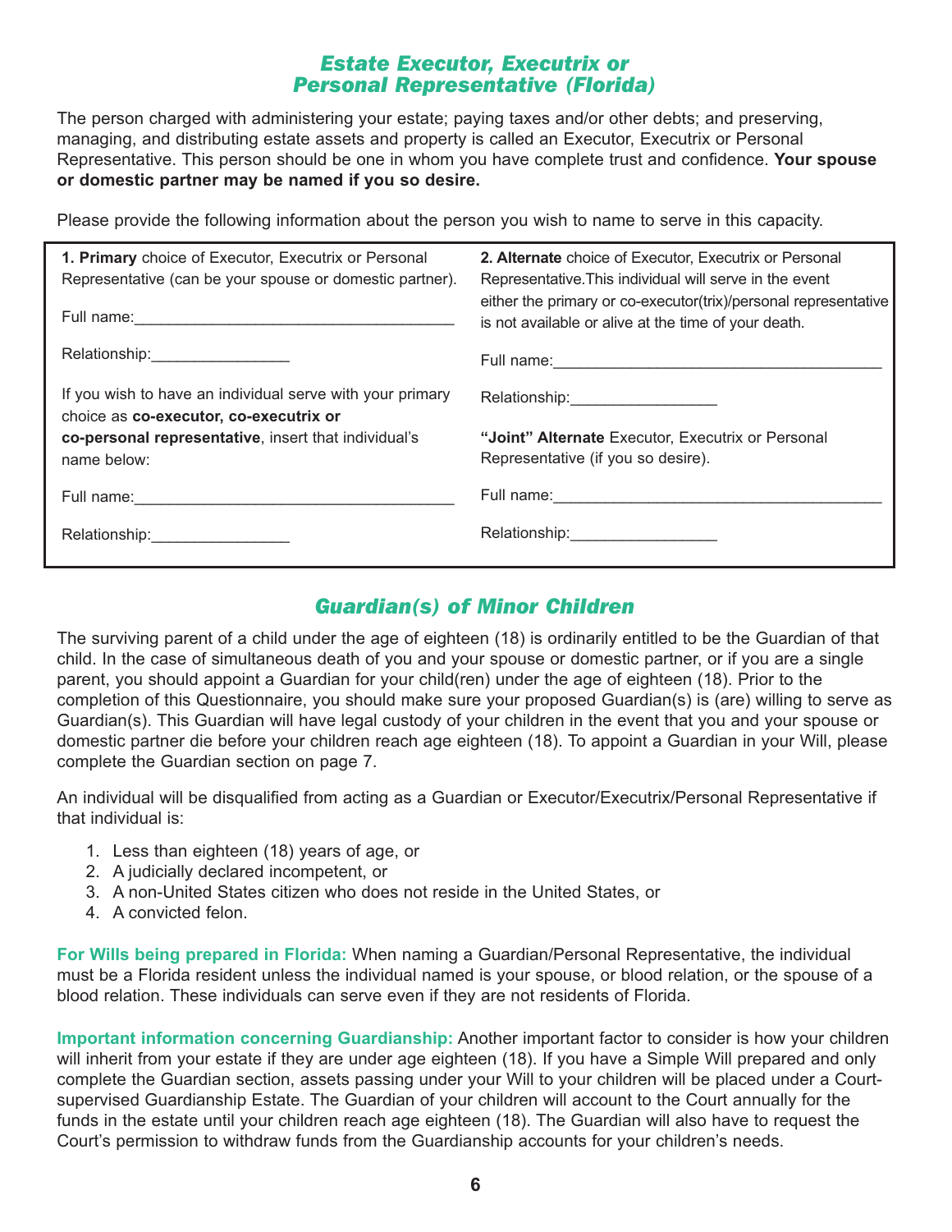## *Estate Executor, Executrix or Personal Representative (Florida)*

The person charged with administering your estate; paying taxes and/or other debts; and preserving, managing, and distributing estate assets and property is called an Executor, Executrix or Personal Representative. This person should be one in whom you have complete trust and confidence. **Your spouse or domestic partner may be named if you so desire.**

Please provide the following information about the person you wish to name to serve in this capacity.

**1. Primary** choice of Executor, Executrix or Personal Representative (can be your spouse or domestic partner).

Full name:______________________________________

Relationship:________________

If you wish to have an individual serve with your primary choice as **co-executor, co-executrix or co-personal representative**, insert that individual's name below:

Full name:______________________________________

Relationship:________________

**2. Alternate** choice of Executor, Executrix or Personal Representative.This individual will serve in the event either the primary or co-executor(trix)/personal representative is not available or alive at the time of your death.

Full name:______________________________________

Relationship:_________________

**"Joint" Alternate** Executor, Executrix or Personal Representative (if you so desire).

Full name:______________________________________

Relationship:_________________

## *Guardian(s) of Minor Children*

The surviving parent of a child under the age of eighteen (18) is ordinarily entitled to be the Guardian of that child. In the case of simultaneous death of you and your spouse or domestic partner, or if you are a single parent, you should appoint a Guardian for your child(ren) under the age of eighteen (18). Prior to the completion of this Questionnaire, you should make sure your proposed Guardian(s) is (are) willing to serve as Guardian(s). This Guardian will have legal custody of your children in the event that you and your spouse or domestic partner die before your children reach age eighteen (18). To appoint a Guardian in your Will, please complete the Guardian section on page 7.

An individual will be disqualified from acting as a Guardian or Executor/Executrix/Personal Representative if that individual is:

1. Less than eighteen (18) years of age, or
2. A judicially declared incompetent, or
3. A non-United States citizen who does not reside in the United States, or
4. A convicted felon.

**For Wills being prepared in Florida:** When naming a Guardian/Personal Representative, the individual must be a Florida resident unless the individual named is your spouse, or blood relation, or the spouse of a blood relation. These individuals can serve even if they are not residents of Florida.

**Important information concerning Guardianship:** Another important factor to consider is how your children will inherit from your estate if they are under age eighteen (18). If you have a Simple Will prepared and only complete the Guardian section, assets passing under your Will to your children will be placed under a Court-supervised Guardianship Estate. The Guardian of your children will account to the Court annually for the funds in the estate until your children reach age eighteen (18). The Guardian will also have to request the Court's permission to withdraw funds from the Guardianship accounts for your children's needs.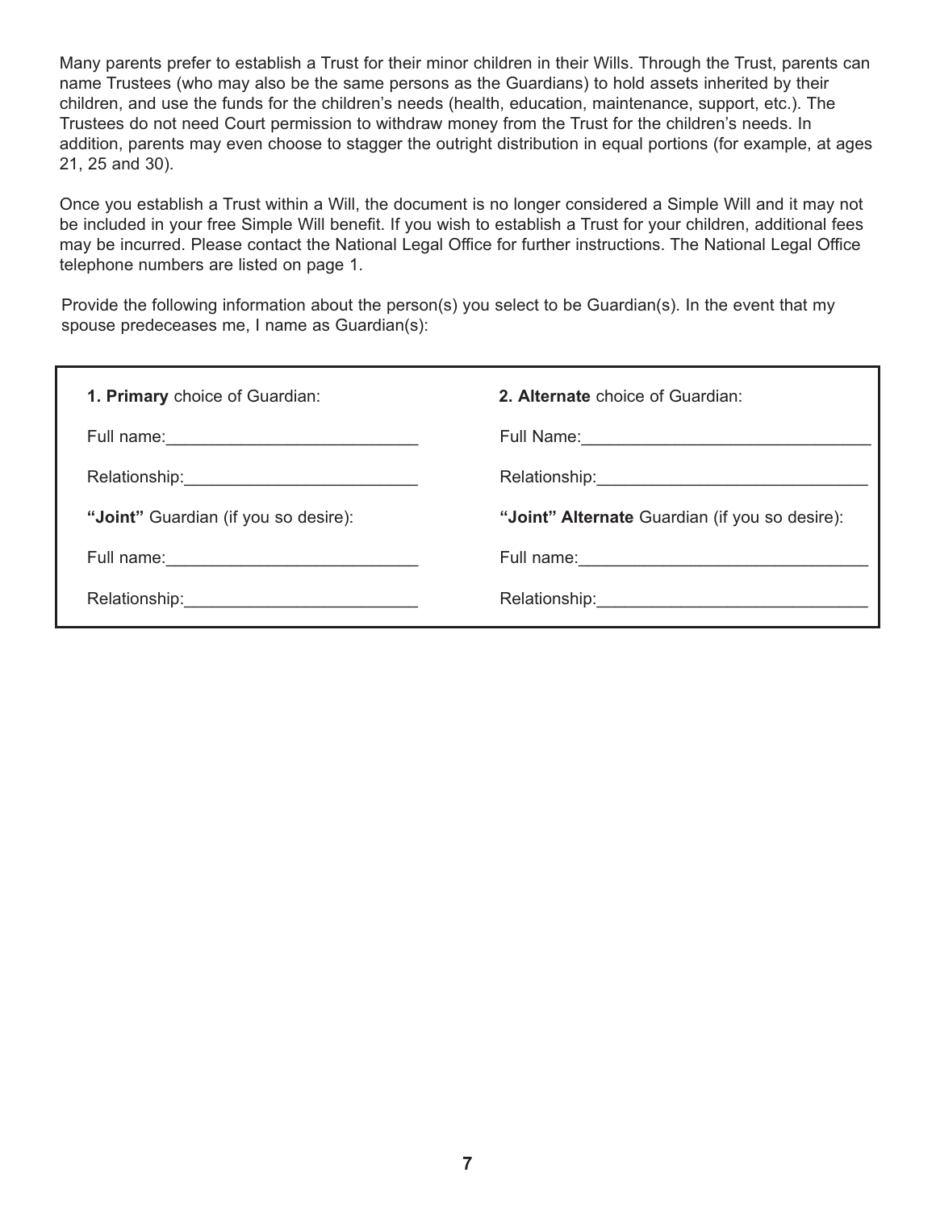Many parents prefer to establish a Trust for their minor children in their Wills. Through the Trust, parents can name Trustees (who may also be the same persons as the Guardians) to hold assets inherited by their children, and use the funds for the children's needs (health, education, maintenance, support, etc.). The Trustees do not need Court permission to withdraw money from the Trust for the children's needs. In addition, parents may even choose to stagger the outright distribution in equal portions (for example, at ages 21, 25 and 30).

Once you establish a Trust within a Will, the document is no longer considered a Simple Will and it may not be included in your free Simple Will benefit. If you wish to establish a Trust for your children, additional fees may be incurred. Please contact the National Legal Office for further instructions. The National Legal Office telephone numbers are listed on page 1.

Provide the following information about the person(s) you select to be Guardian(s). In the event that my spouse predeceases me, I name as Guardian(s):

| **1. Primary** choice of Guardian: | **2. Alternate** choice of Guardian: |
|---|---|
| Full name:___________________________ | Full Name:_______________________________ |
| Relationship:_________________________ | Relationship:_____________________________ |
| **"Joint"** Guardian (if you so desire): | **"Joint" Alternate** Guardian (if you so desire): |
| Full name:___________________________ | Full name:_______________________________ |
| Relationship:_________________________ | Relationship:_____________________________ |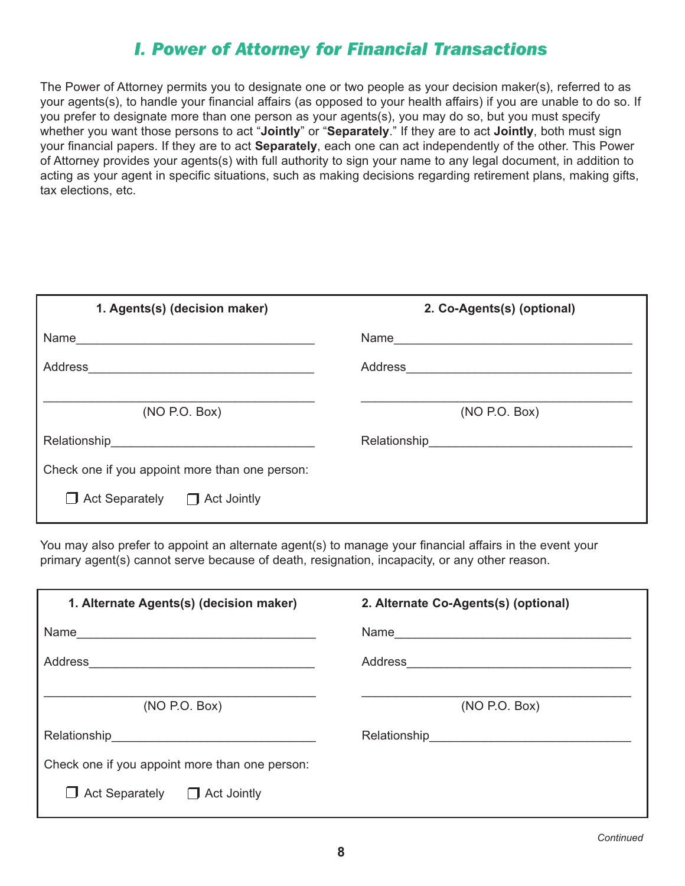# *I. Power of Attorney for Financial Transactions*

The Power of Attorney permits you to designate one or two people as your decision maker(s), referred to as your agents(s), to handle your financial affairs (as opposed to your health affairs) if you are unable to do so. If you prefer to designate more than one person as your agents(s), you may do so, but you must specify whether you want those persons to act "**Jointly**" or "**Separately**." If they are to act **Jointly**, both must sign your financial papers. If they are to act **Separately**, each one can act independently of the other. This Power of Attorney provides your agents(s) with full authority to sign your name to any legal document, in addition to acting as your agent in specific situations, such as making decisions regarding retirement plans, making gifts, tax elections, etc.

| **1. Agents(s) (decision maker)** | **2. Co-Agents(s) (optional)** |
|---|---|
| Name\_\_\_\_\_\_\_\_\_\_\_\_\_\_\_\_\_\_\_\_\_\_\_\_\_\_\_\_\_\_ | Name\_\_\_\_\_\_\_\_\_\_\_\_\_\_\_\_\_\_\_\_\_\_\_\_\_\_\_\_\_\_ |
| Address\_\_\_\_\_\_\_\_\_\_\_\_\_\_\_\_\_\_\_\_\_\_\_\_\_\_\_\_ | Address\_\_\_\_\_\_\_\_\_\_\_\_\_\_\_\_\_\_\_\_\_\_\_\_\_\_\_\_ |
| \_\_\_\_\_\_\_\_\_\_\_\_\_\_\_\_\_\_\_\_\_\_\_\_\_\_\_\_\_\_\_\_\_\_ (NO P.O. Box) | \_\_\_\_\_\_\_\_\_\_\_\_\_\_\_\_\_\_\_\_\_\_\_\_\_\_\_\_\_\_\_\_\_\_ (NO P.O. Box) |
| Relationship\_\_\_\_\_\_\_\_\_\_\_\_\_\_\_\_\_\_\_\_\_\_\_\_\_\_ | Relationship\_\_\_\_\_\_\_\_\_\_\_\_\_\_\_\_\_\_\_\_\_\_\_\_\_\_ |
| Check one if you appoint more than one person: | |
| ☐ Act Separately ☐ Act Jointly | |

You may also prefer to appoint an alternate agent(s) to manage your financial affairs in the event your primary agent(s) cannot serve because of death, resignation, incapacity, or any other reason.

| **1. Alternate Agents(s) (decision maker)** | **2. Alternate Co-Agents(s) (optional)** |
|---|---|
| Name\_\_\_\_\_\_\_\_\_\_\_\_\_\_\_\_\_\_\_\_\_\_\_\_\_\_\_\_\_\_ | Name\_\_\_\_\_\_\_\_\_\_\_\_\_\_\_\_\_\_\_\_\_\_\_\_\_\_\_\_\_\_ |
| Address\_\_\_\_\_\_\_\_\_\_\_\_\_\_\_\_\_\_\_\_\_\_\_\_\_\_\_\_ | Address\_\_\_\_\_\_\_\_\_\_\_\_\_\_\_\_\_\_\_\_\_\_\_\_\_\_\_\_ |
| \_\_\_\_\_\_\_\_\_\_\_\_\_\_\_\_\_\_\_\_\_\_\_\_\_\_\_\_\_\_\_\_\_\_ (NO P.O. Box) | \_\_\_\_\_\_\_\_\_\_\_\_\_\_\_\_\_\_\_\_\_\_\_\_\_\_\_\_\_\_\_\_\_\_ (NO P.O. Box) |
| Relationship\_\_\_\_\_\_\_\_\_\_\_\_\_\_\_\_\_\_\_\_\_\_\_\_\_\_ | Relationship\_\_\_\_\_\_\_\_\_\_\_\_\_\_\_\_\_\_\_\_\_\_\_\_\_\_ |
| Check one if you appoint more than one person: | |
| ☐ Act Separately ☐ Act Jointly | |

*Continued*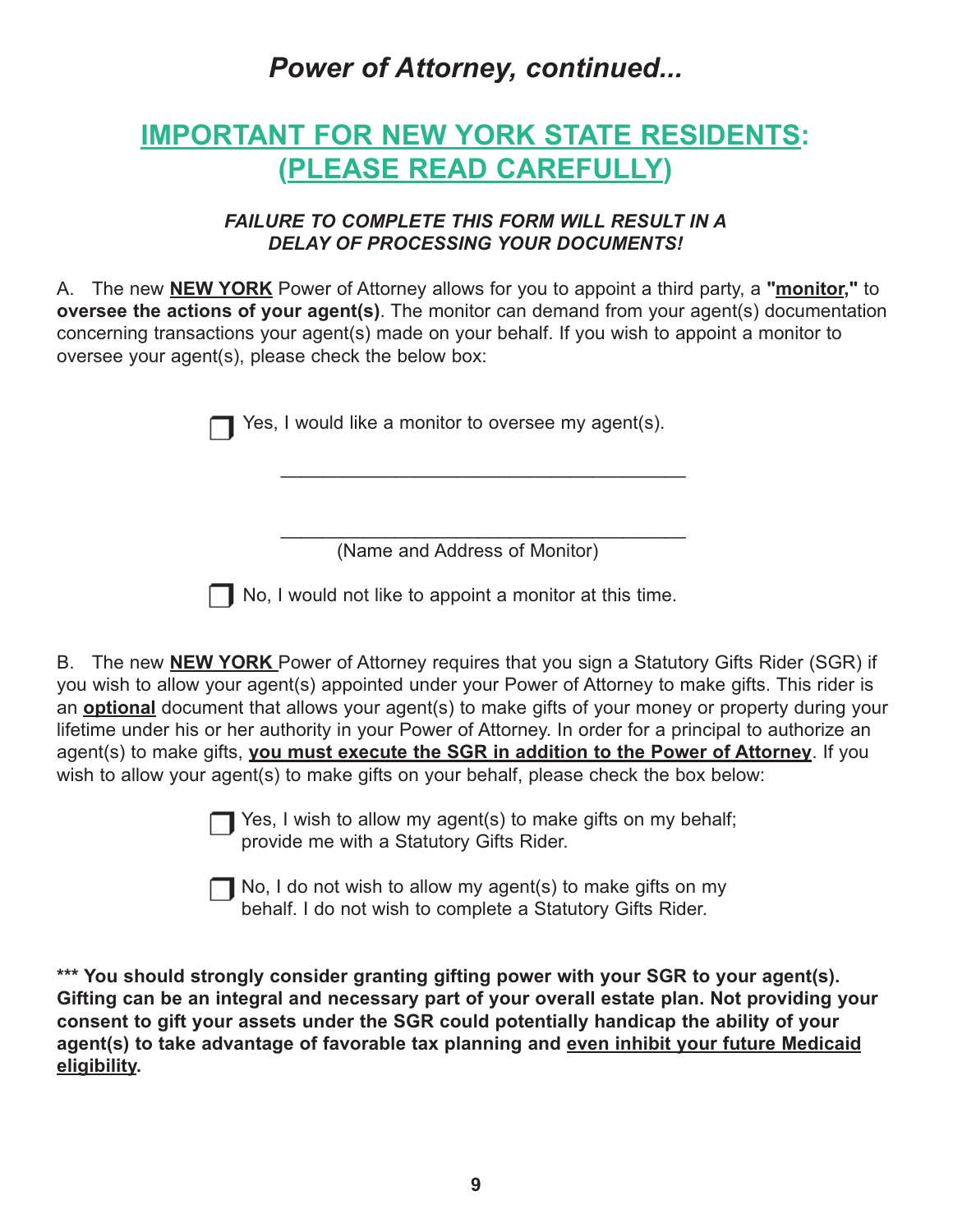# *Power of Attorney, continued...*

## IMPORTANT FOR NEW YORK STATE RESIDENTS: (PLEASE READ CAREFULLY)

***FAILURE TO COMPLETE THIS FORM WILL RESULT IN A DELAY OF PROCESSING YOUR DOCUMENTS!***

A. The new **NEW YORK** Power of Attorney allows for you to appoint a third party, a **"monitor,"** to **oversee the actions of your agent(s)**. The monitor can demand from your agent(s) documentation concerning transactions your agent(s) made on your behalf. If you wish to appoint a monitor to oversee your agent(s), please check the below box:

☐ Yes, I would like a monitor to oversee my agent(s).

_______________________________________

_______________________________________
(Name and Address of Monitor)

☐ No, I would not like to appoint a monitor at this time.

B. The new **NEW YORK** Power of Attorney requires that you sign a Statutory Gifts Rider (SGR) if you wish to allow your agent(s) appointed under your Power of Attorney to make gifts. This rider is an **optional** document that allows your agent(s) to make gifts of your money or property during your lifetime under his or her authority in your Power of Attorney. In order for a principal to authorize an agent(s) to make gifts, **you must execute the SGR in addition to the Power of Attorney**. If you wish to allow your agent(s) to make gifts on your behalf, please check the box below:

☐ Yes, I wish to allow my agent(s) to make gifts on my behalf; provide me with a Statutory Gifts Rider.

☐ No, I do not wish to allow my agent(s) to make gifts on my behalf. I do not wish to complete a Statutory Gifts Rider.

**\*\*\* You should strongly consider granting gifting power with your SGR to your agent(s). Gifting can be an integral and necessary part of your overall estate plan. Not providing your consent to gift your assets under the SGR could potentially handicap the ability of your agent(s) to take advantage of favorable tax planning and even inhibit your future Medicaid eligibility.**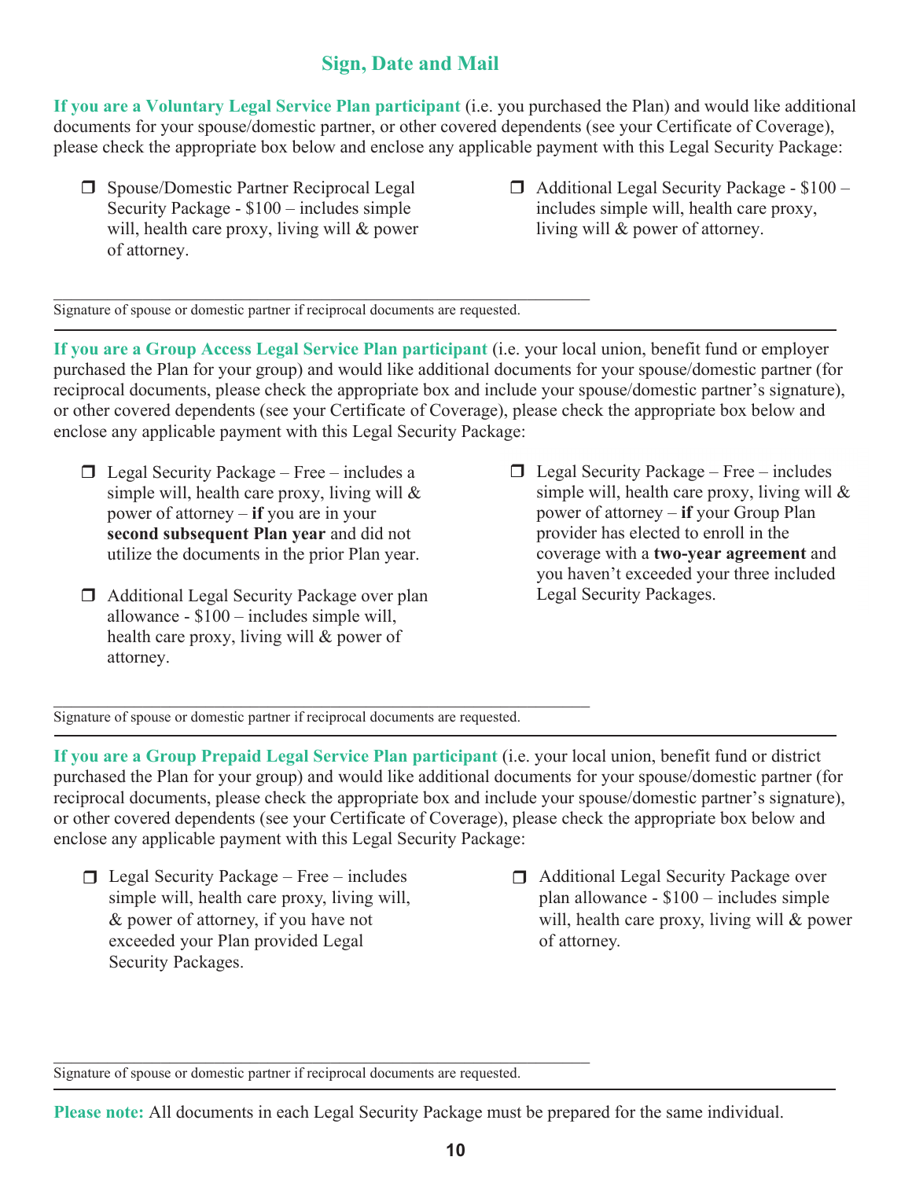## Sign, Date and Mail

**If you are a Voluntary Legal Service Plan participant** (i.e. you purchased the Plan) and would like additional documents for your spouse/domestic partner, or other covered dependents (see your Certificate of Coverage), please check the appropriate box below and enclose any applicable payment with this Legal Security Package:

- ☐ Spouse/Domestic Partner Reciprocal Legal Security Package - $100 – includes simple will, health care proxy, living will & power of attorney.
- ☐ Additional Legal Security Package - $100 – includes simple will, health care proxy, living will & power of attorney.

\_\_\_\_\_\_\_\_\_\_\_\_\_\_\_\_\_\_\_\_\_\_\_\_\_\_\_\_\_\_\_\_\_\_\_\_\_\_\_\_\_\_\_\_\_\_\_\_

Signature of spouse or domestic partner if reciprocal documents are requested.

---

**If you are a Group Access Legal Service Plan participant** (i.e. your local union, benefit fund or employer purchased the Plan for your group) and would like additional documents for your spouse/domestic partner (for reciprocal documents, please check the appropriate box and include your spouse/domestic partner's signature), or other covered dependents (see your Certificate of Coverage), please check the appropriate box below and enclose any applicable payment with this Legal Security Package:

- ☐ Legal Security Package – Free – includes a simple will, health care proxy, living will & power of attorney – **if** you are in your **second subsequent Plan year** and did not utilize the documents in the prior Plan year.
- ☐ Additional Legal Security Package over plan allowance - $100 – includes simple will, health care proxy, living will & power of attorney.
- ☐ Legal Security Package – Free – includes simple will, health care proxy, living will & power of attorney – **if** your Group Plan provider has elected to enroll in the coverage with a **two-year agreement** and you haven't exceeded your three included Legal Security Packages.

\_\_\_\_\_\_\_\_\_\_\_\_\_\_\_\_\_\_\_\_\_\_\_\_\_\_\_\_\_\_\_\_\_\_\_\_\_\_\_\_\_\_\_\_\_\_\_\_

Signature of spouse or domestic partner if reciprocal documents are requested.

---

**If you are a Group Prepaid Legal Service Plan participant** (i.e. your local union, benefit fund or district purchased the Plan for your group) and would like additional documents for your spouse/domestic partner (for reciprocal documents, please check the appropriate box and include your spouse/domestic partner's signature), or other covered dependents (see your Certificate of Coverage), please check the appropriate box below and enclose any applicable payment with this Legal Security Package:

- ☐ Legal Security Package – Free – includes simple will, health care proxy, living will, & power of attorney, if you have not exceeded your Plan provided Legal Security Packages.
- ☐ Additional Legal Security Package over plan allowance - $100 – includes simple will, health care proxy, living will & power of attorney.

\_\_\_\_\_\_\_\_\_\_\_\_\_\_\_\_\_\_\_\_\_\_\_\_\_\_\_\_\_\_\_\_\_\_\_\_\_\_\_\_\_\_\_\_\_\_\_\_

Signature of spouse or domestic partner if reciprocal documents are requested.

---

**Please note:** All documents in each Legal Security Package must be prepared for the same individual.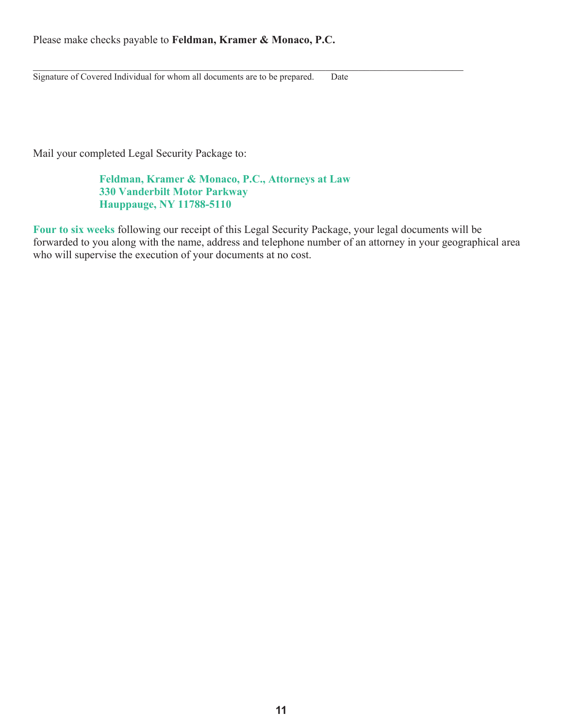Please make checks payable to **Feldman, Kramer & Monaco, P.C.**

\_\_\_\_\_\_\_\_\_\_\_\_\_\_\_\_\_\_\_\_\_\_\_\_\_\_\_\_\_\_\_\_\_\_\_\_\_\_\_\_\_\_\_\_\_\_\_\_\_\_\_\_\_\_\_\_\_\_\_\_\_\_\_\_\_\_\_\_\_\_\_\_\_\_\_\_

Signature of Covered Individual for whom all documents are to be prepared.        Date

Mail your completed Legal Security Package to:

**Feldman, Kramer & Monaco, P.C., Attorneys at Law**
**330 Vanderbilt Motor Parkway**
**Hauppauge, NY 11788-5110**

**Four to six weeks** following our receipt of this Legal Security Package, your legal documents will be forwarded to you along with the name, address and telephone number of an attorney in your geographical area who will supervise the execution of your documents at no cost.